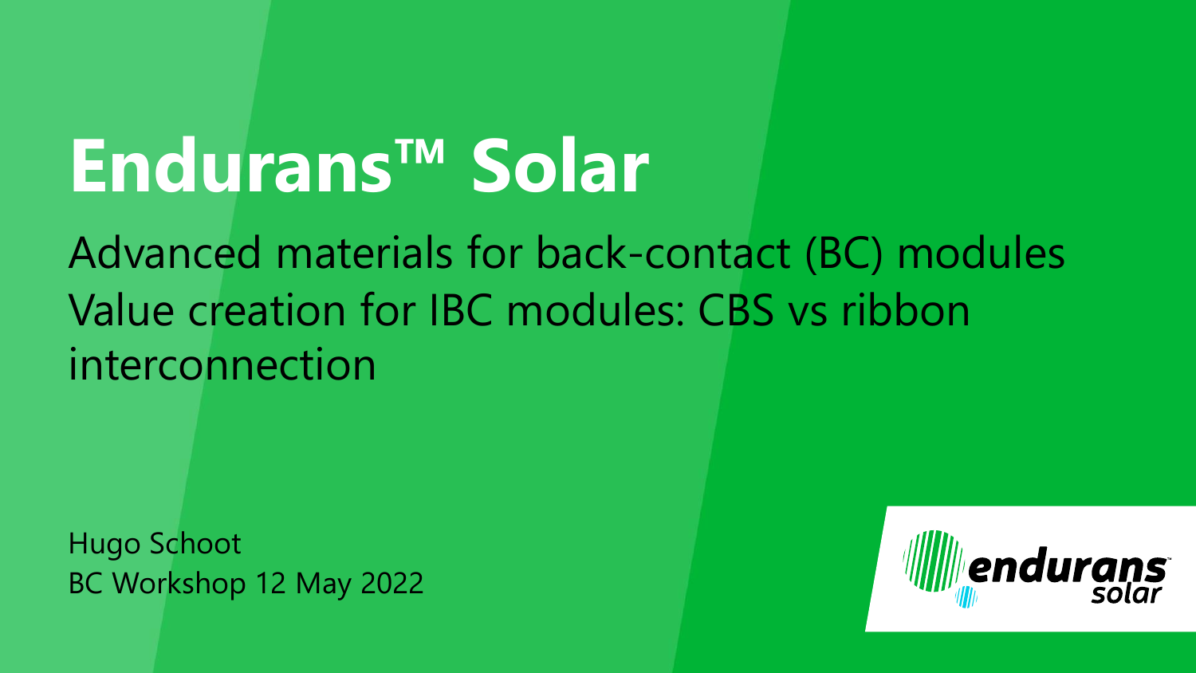# Endurans™ Solar

Advanced materials for back-contact (BC) modules
Value creation for IBC modules: CBS vs ribbon interconnection

Hugo Schoot
BC Workshop 12 May 2022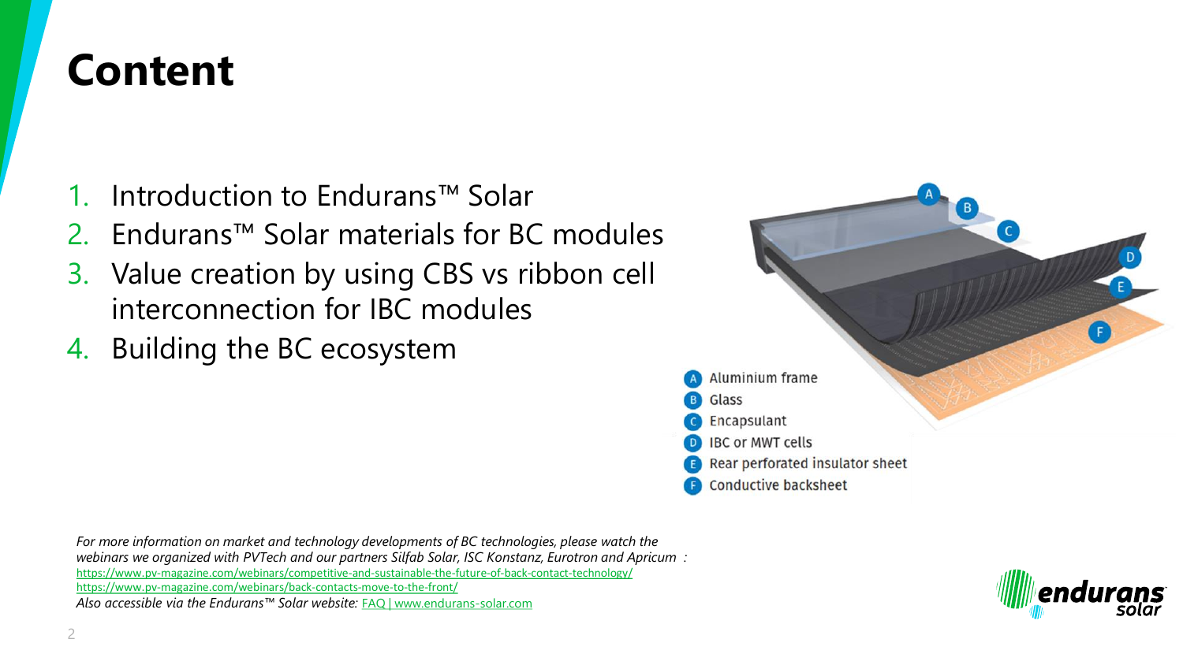# Content

1. Introduction to Endurans™ Solar
2. Endurans™ Solar materials for BC modules
3. Value creation by using CBS vs ribbon cell interconnection for IBC modules
4. Building the BC ecosystem

- A Aluminium frame
- B Glass
- C Encapsulant
- D IBC or MWT cells
- E Rear perforated insulator sheet
- F Conductive backsheet

*For more information on market and technology developments of BC technologies, please watch the webinars we organized with PVTech and our partners Silfab Solar, ISC Konstanz, Eurotron and Apricum :*
https://www.pv-magazine.com/webinars/competitive-and-sustainable-the-future-of-back-contact-technology/
https://www.pv-magazine.com/webinars/back-contacts-move-to-the-front/
*Also accessible via the Endurans™ Solar website:* FAQ | www.endurans-solar.com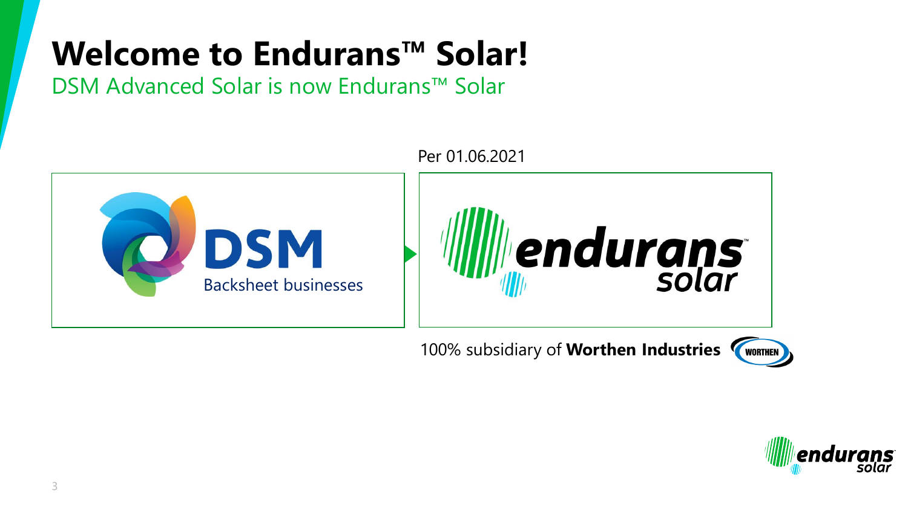# Welcome to Endurans™ Solar!

DSM Advanced Solar is now Endurans™ Solar

Per 01.06.2021

DSM Backsheet businesses → endurans solar

100% subsidiary of **Worthen Industries**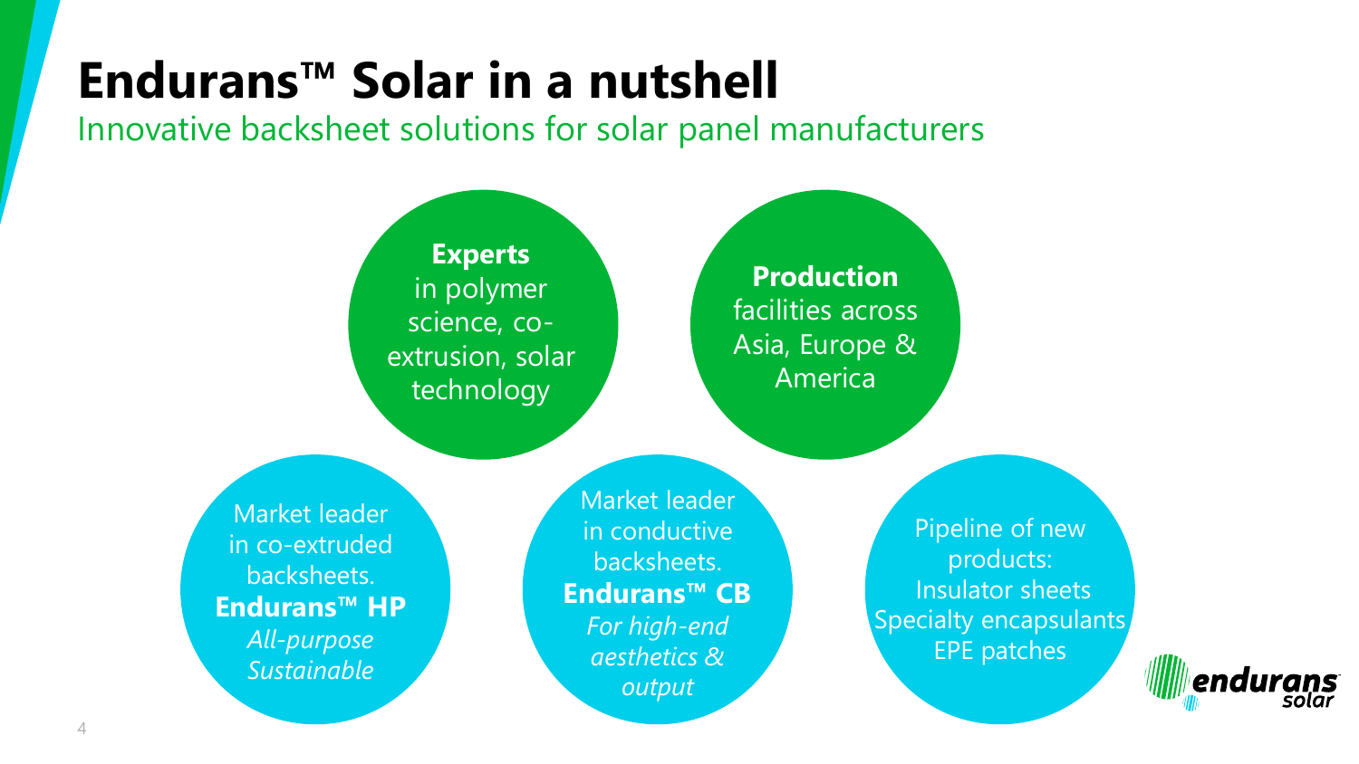# Endurans™ Solar in a nutshell

## Innovative backsheet solutions for solar panel manufacturers

**Experts** in polymer science, co-extrusion, solar technology

**Production** facilities across Asia, Europe & America

Market leader in co-extruded backsheets.
**Endurans™ HP**
*All-purpose*
*Sustainable*

Market leader in conductive backsheets.
**Endurans™ CB**
*For high-end aesthetics & output*

Pipeline of new products:
Insulator sheets
Specialty encapsulants
EPE patches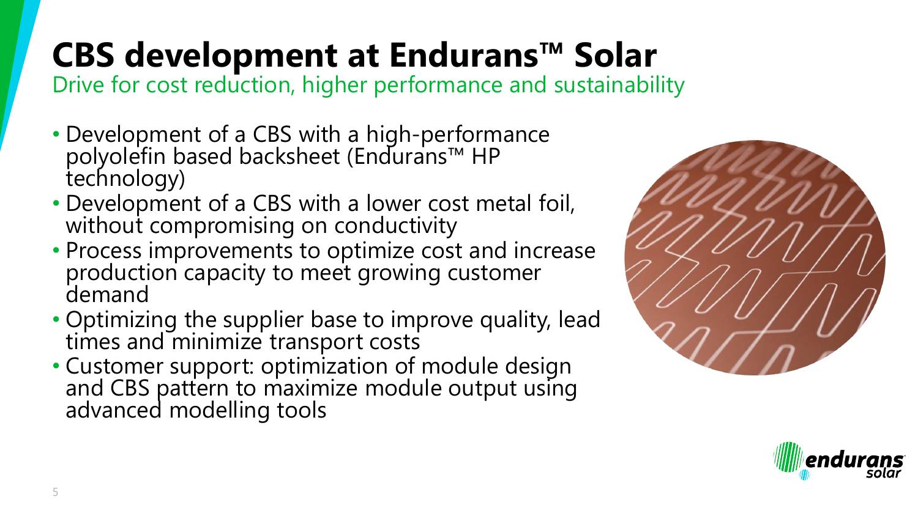# CBS development at Endurans™ Solar

Drive for cost reduction, higher performance and sustainability

- Development of a CBS with a high-performance polyolefin based backsheet (Endurans™ HP technology)
- Development of a CBS with a lower cost metal foil, without compromising on conductivity
- Process improvements to optimize cost and increase production capacity to meet growing customer demand
- Optimizing the supplier base to improve quality, lead times and minimize transport costs
- Customer support: optimization of module design and CBS pattern to maximize module output using advanced modelling tools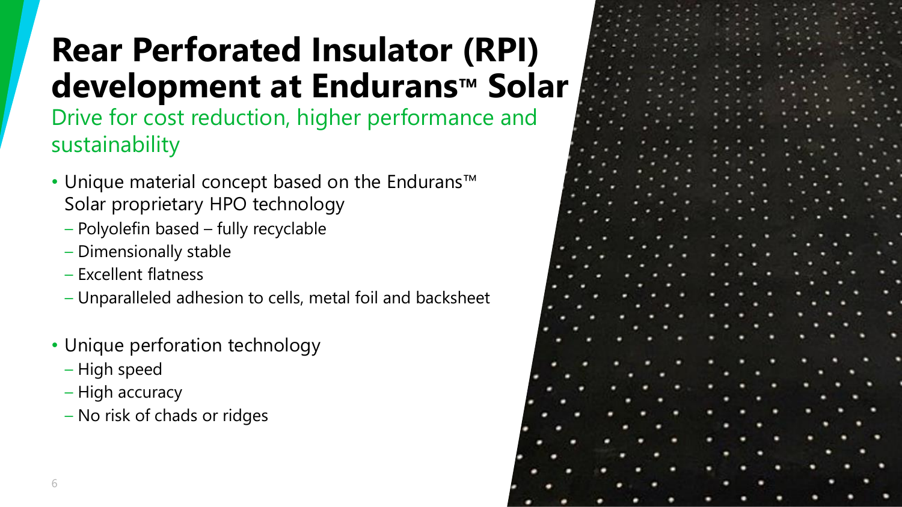# Rear Perforated Insulator (RPI) development at Endurans™ Solar

## Drive for cost reduction, higher performance and sustainability

- Unique material concept based on the Endurans™ Solar proprietary HPO technology
  - Polyolefin based – fully recyclable
  - Dimensionally stable
  - Excellent flatness
  - Unparalleled adhesion to cells, metal foil and backsheet
- Unique perforation technology
  - High speed
  - High accuracy
  - No risk of chads or ridges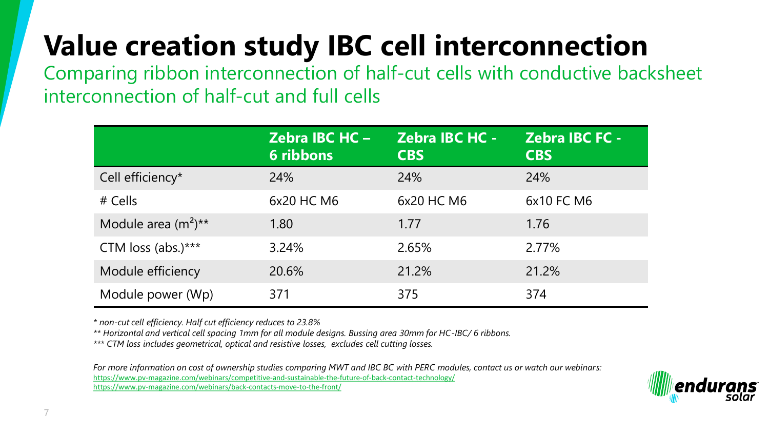# Value creation study IBC cell interconnection

Comparing ribbon interconnection of half-cut cells with conductive backsheet interconnection of half-cut and full cells

| | Zebra IBC HC – 6 ribbons | Zebra IBC HC - CBS | Zebra IBC FC - CBS |
|---|---|---|---|
| Cell efficiency* | 24% | 24% | 24% |
| # Cells | 6x20 HC M6 | 6x20 HC M6 | 6x10 FC M6 |
| Module area ($m^2$)** | 1.80 | 1.77 | 1.76 |
| CTM loss (abs.)*** | 3.24% | 2.65% | 2.77% |
| Module efficiency | 20.6% | 21.2% | 21.2% |
| Module power (Wp) | 371 | 375 | 374 |

*\* non-cut cell efficiency. Half cut efficiency reduces to 23.8%*

*\*\* Horizontal and vertical cell spacing 1mm for all module designs. Bussing area 30mm for HC-IBC/ 6 ribbons.*

*\*\*\* CTM loss includes geometrical, optical and resistive losses, excludes cell cutting losses.*

*For more information on cost of ownership studies comparing MWT and IBC BC with PERC modules, contact us or watch our webinars:*

https://www.pv-magazine.com/webinars/competitive-and-sustainable-the-future-of-back-contact-technology/

https://www.pv-magazine.com/webinars/back-contacts-move-to-the-front/

endurans solar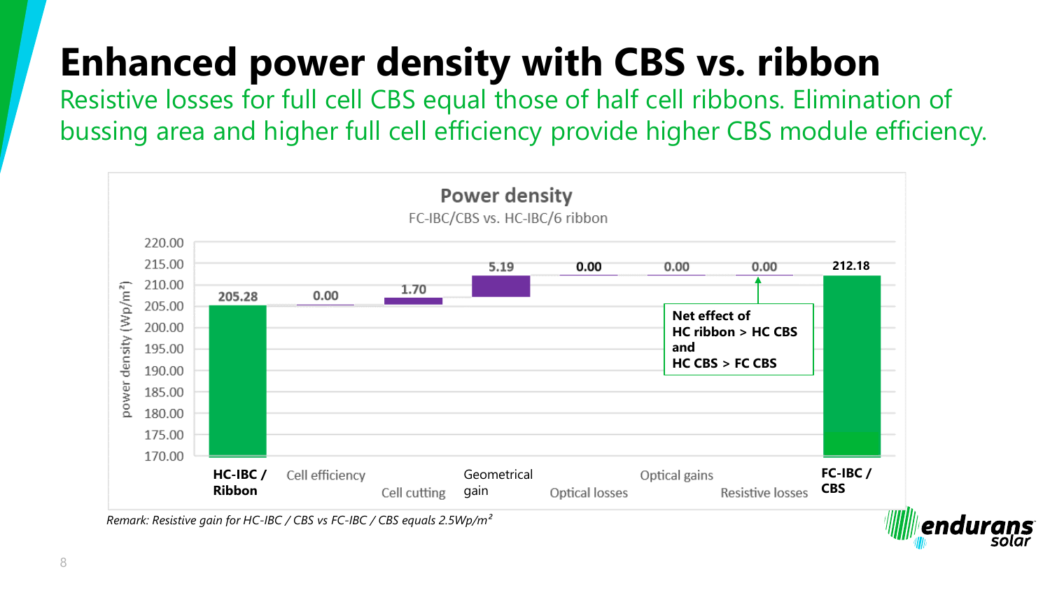# Enhanced power density with CBS vs. ribbon

Resistive losses for full cell CBS equal those of half cell ribbons. Elimination of bussing area and higher full cell efficiency provide higher CBS module efficiency.

**Power density**

FC-IBC/CBS vs. HC-IBC/6 ribbon

| Step | power density (Wp/m²) |
|---|---|
| **HC-IBC / Ribbon** | 205.28 |
| Cell efficiency | 0.00 |
| Cell cutting | 1.70 |
| Geometrical gain | 5.19 |
| Optical losses | 0.00 |
| Optical gains | 0.00 |
| Resistive losses | 0.00 |
| **FC-IBC / CBS** | 212.18 |

**Net effect of HC ribbon > HC CBS and HC CBS > FC CBS**

*Remark: Resistive gain for HC-IBC / CBS vs FC-IBC / CBS equals 2.5Wp/m²*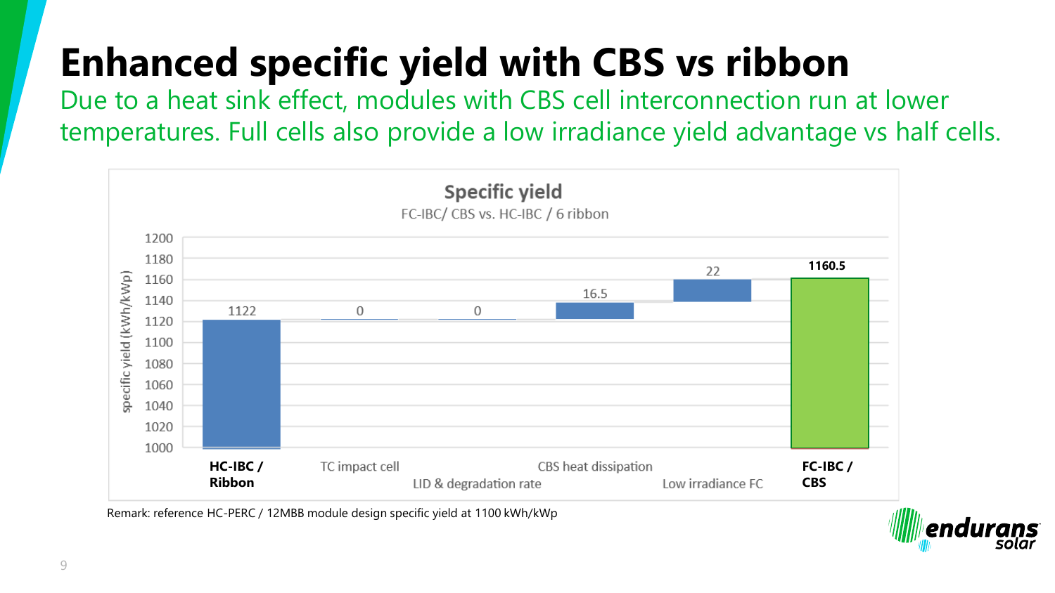# Enhanced specific yield with CBS vs ribbon

Due to a heat sink effect, modules with CBS cell interconnection run at lower temperatures. Full cells also provide a low irradiance yield advantage vs half cells.

**Specific yield**

FC-IBC/ CBS vs. HC-IBC / 6 ribbon

| Category | specific yield (kWh/kWp) |
|---|---|
| **HC-IBC / Ribbon** | 1122 |
| TC impact cell | 0 |
| LID & degradation rate | 0 |
| CBS heat dissipation | 16.5 |
| Low irradiance FC | 22 |
| **FC-IBC / CBS** | **1160.5** |

Remark: reference HC-PERC / 12MBB module design specific yield at 1100 kWh/kWp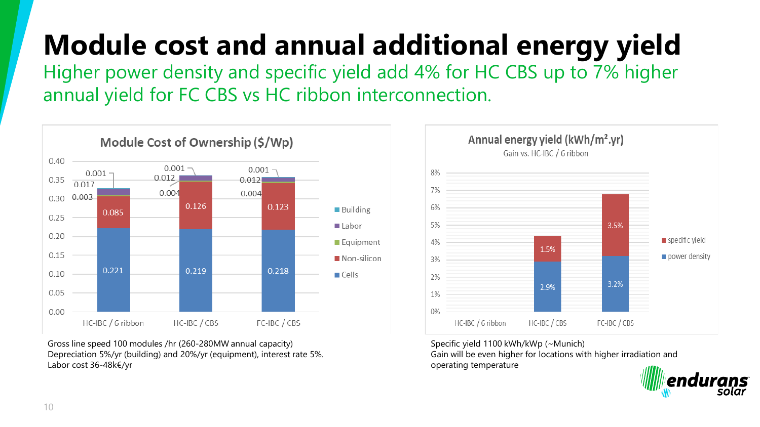# Module cost and annual additional energy yield

Higher power density and specific yield add 4% for HC CBS up to 7% higher annual yield for FC CBS vs HC ribbon interconnection.

**Module Cost of Ownership ($/Wp)**

| | HC-IBC / 6 ribbon | HC-IBC / CBS | FC-IBC / CBS |
|---|---|---|---|
| Cells | 0.221 | 0.219 | 0.218 |
| Non-silicon | 0.085 | 0.126 | 0.123 |
| Equipment | 0.003 | 0.004 | 0.004 |
| Labor | 0.017 | 0.012 | 0.012 |
| Building | 0.001 | 0.001 | 0.001 |

Gross line speed 100 modules /hr (260-280MW annual capacity)
Depreciation 5%/yr (building) and 20%/yr (equipment), interest rate 5%.
Labor cost 36-48k€/yr

**Annual energy yield (kWh/m².yr)**
Gain vs. HC-IBC / 6 ribbon

| | HC-IBC / 6 ribbon | HC-IBC / CBS | FC-IBC / CBS |
|---|---|---|---|
| power density | | 2.9% | 3.2% |
| specific yield | | 1.5% | 3.5% |

Specific yield 1100 kWh/kWp (~Munich)
Gain will be even higher for locations with higher irradiation and operating temperature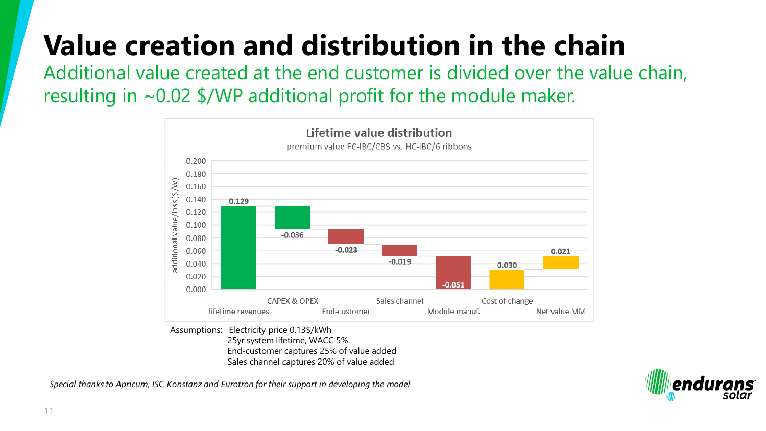# Value creation and distribution in the chain

Additional value created at the end customer is divided over the value chain, resulting in ~0.02 $/WP additional profit for the module maker.

**Lifetime value distribution**

premium value FC-IBC/CBS vs. HC-IBC/6 ribbons

| | additional value/loss ($/W) |
|---|---|
| lifetime revenues | 0.129 |
| CAPEX & OPEX | -0.036 |
| End-customer | -0.023 |
| Sales channel | -0.019 |
| Module manuf. | -0.051 |
| Cost of change | 0.030 |
| Net value MM | 0.021 |

Assumptions: Electricity price 0.13$/kWh
25yr system lifetime, WACC 5%
End-customer captures 25% of value added
Sales channel captures 20% of value added

*Special thanks to Apricum, ISC Konstanz and Eurotron for their support in developing the model*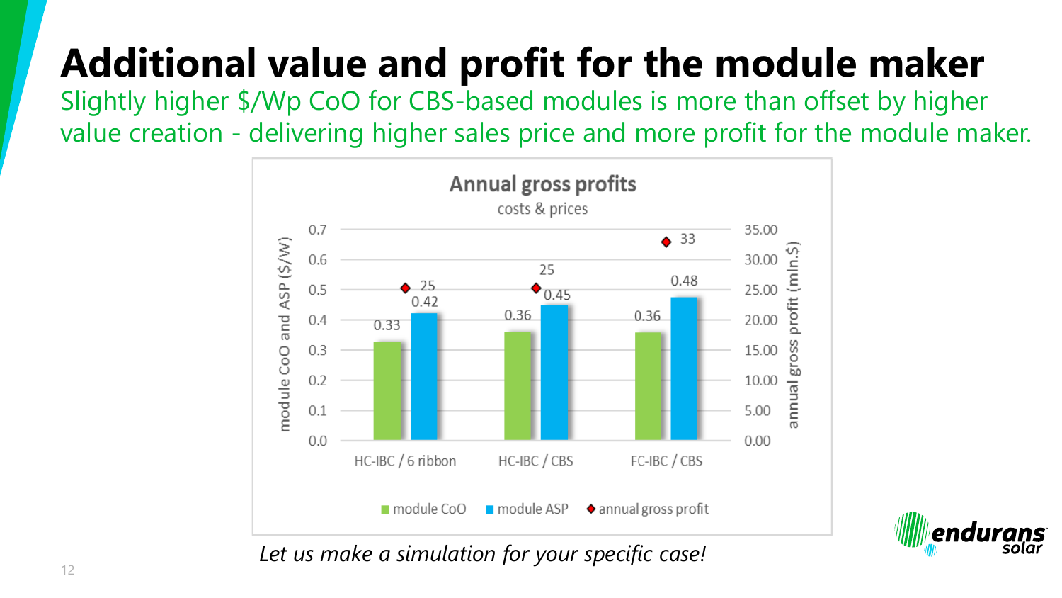# Additional value and profit for the module maker

Slightly higher $/Wp CoO for CBS-based modules is more than offset by higher value creation - delivering higher sales price and more profit for the module maker.

**Annual gross profits**

costs & prices

| | module CoO ($/W) | module ASP ($/W) | annual gross profit (mln.$) |
|---|---|---|---|
| HC-IBC / 6 ribbon | 0.33 | 0.42 | 25 |
| HC-IBC / CBS | 0.36 | 0.45 | 25 |
| FC-IBC / CBS | 0.36 | 0.48 | 33 |

*Let us make a simulation for your specific case!*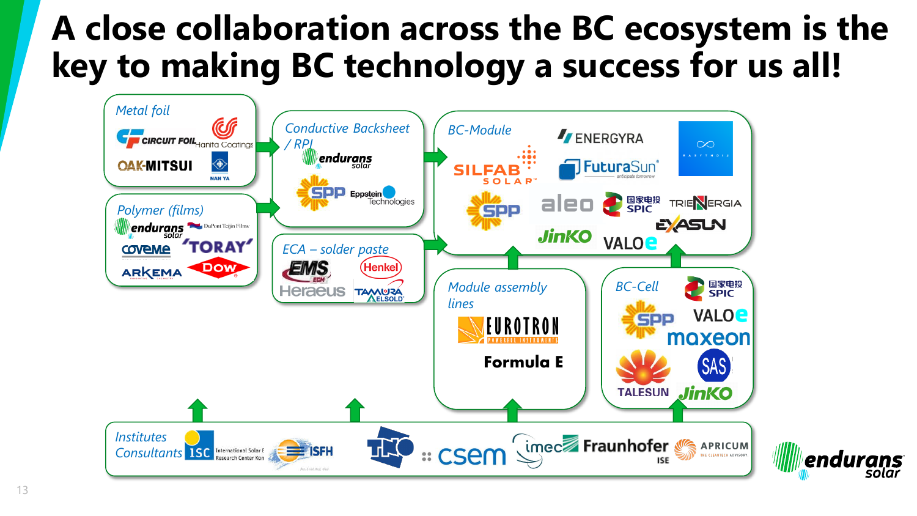# A close collaboration across the BC ecosystem is the key to making BC technology a success for us all!

**Metal foil**
- Circuit Foil
- Hanita Coatings
- OAK-MITSUI
- NAN YA

**Polymer (films)**
- endurans solar
- DuPont Teijin Films
- coveme
- TORAY
- ARKEMA
- DOW

**Conductive Backsheet / RPI**
- endurans solar
- SPP
- Eppstein Technologies

**ECA – solder paste**
- EMS
- Henkel
- Heraeus
- TAMURA ELSOLD

**BC-Module**
- ENERGYRA
- SILFAB SOLAR
- FuturaSun
- SPP
- aleo
- SPIC 国家电投
- TRIENERGIA
- EXASUN
- JinKO
- VALOE

**Module assembly lines**
- EUROTRON
- Formula E

**BC-Cell**
- SPIC 国家电投
- SPP
- VALOE
- maxeon
- TALESUN
- SAS
- JinKO

**Institutes Consultants**
- ISC International Solar Energy Research Center Konstanz
- ISFH
- TNO
- csem
- imec
- Fraunhofer ISE
- APRICUM The Cleantech Advisory

endurans solar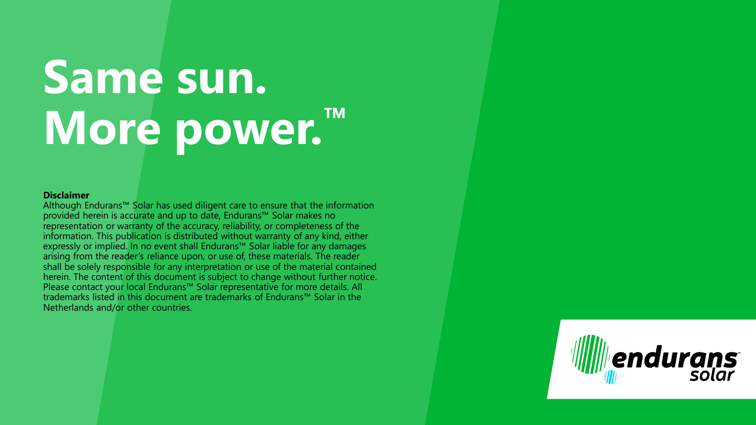# Same sun. More power.™

**Disclaimer**

Although Endurans™ Solar has used diligent care to ensure that the information provided herein is accurate and up to date, Endurans™ Solar makes no representation or warranty of the accuracy, reliability, or completeness of the information. This publication is distributed without warranty of any kind, either expressly or implied. In no event shall Endurans™ Solar liable for any damages arising from the reader's reliance upon, or use of, these materials. The reader shall be solely responsible for any interpretation or use of the material contained herein. The content of this document is subject to change without further notice. Please contact your local Endurans™ Solar representative for more details. All trademarks listed in this document are trademarks of Endurans™ Solar in the Netherlands and/or other countries.

endurans™ solar